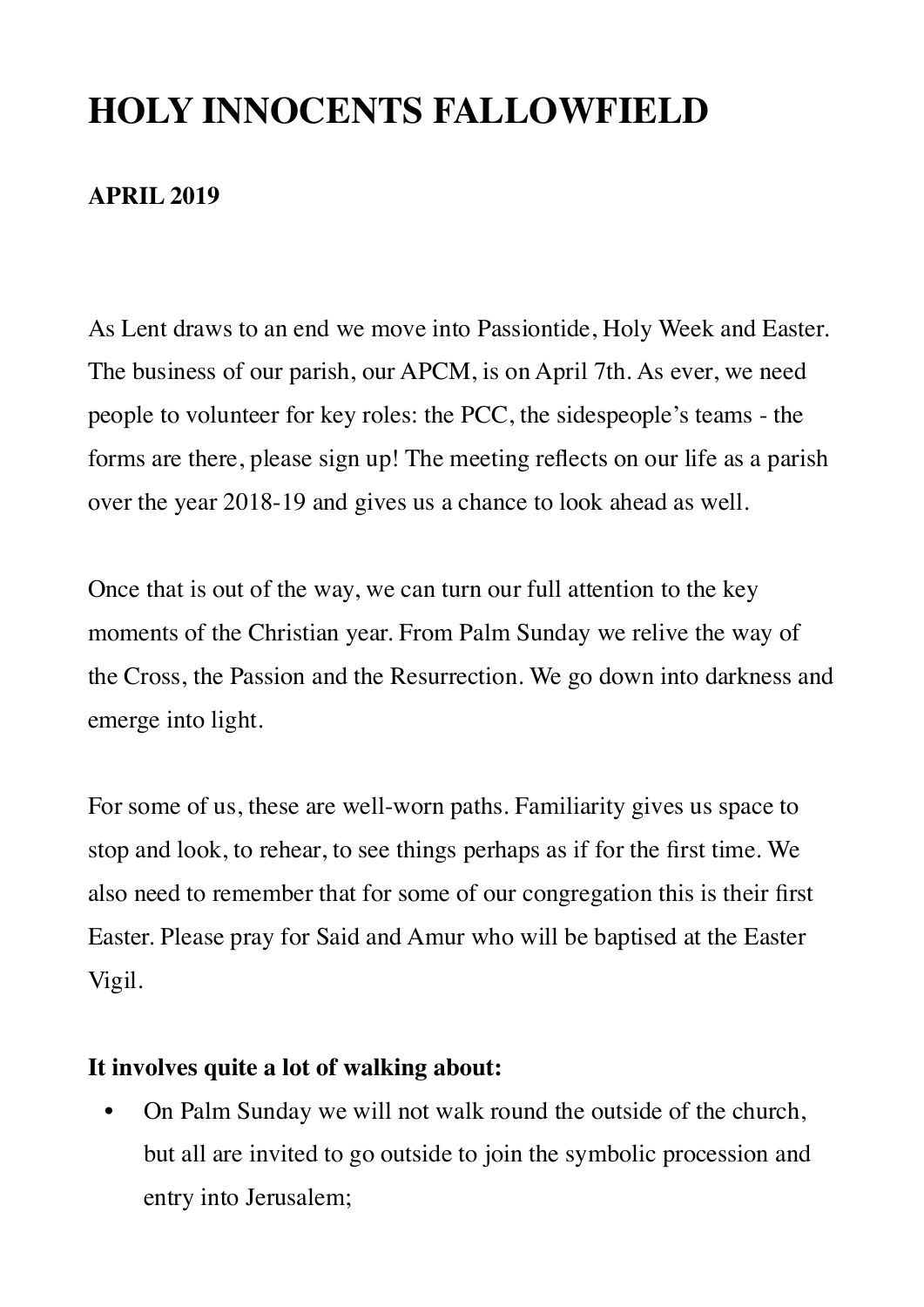# HOLY INNOCENTS FALLOWFIELD

**APRIL 2019**

As Lent draws to an end we move into Passiontide, Holy Week and Easter. The business of our parish, our APCM, is on April 7th. As ever, we need people to volunteer for key roles: the PCC, the sidespeople's teams - the forms are there, please sign up! The meeting reflects on our life as a parish over the year 2018-19 and gives us a chance to look ahead as well.

Once that is out of the way, we can turn our full attention to the key moments of the Christian year. From Palm Sunday we relive the way of the Cross, the Passion and the Resurrection. We go down into darkness and emerge into light.

For some of us, these are well-worn paths. Familiarity gives us space to stop and look, to rehear, to see things perhaps as if for the first time. We also need to remember that for some of our congregation this is their first Easter. Please pray for Said and Amur who will be baptised at the Easter Vigil.

**It involves quite a lot of walking about:**

- On Palm Sunday we will not walk round the outside of the church, but all are invited to go outside to join the symbolic procession and entry into Jerusalem;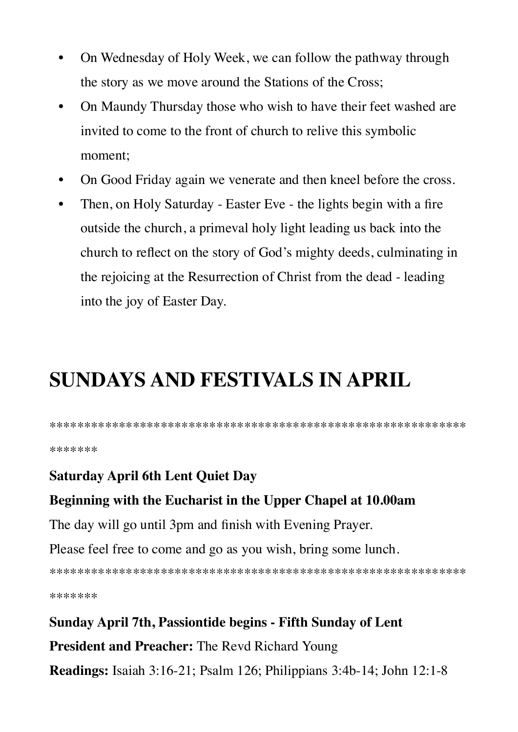- On Wednesday of Holy Week, we can follow the pathway through the story as we move around the Stations of the Cross;
- On Maundy Thursday those who wish to have their feet washed are invited to come to the front of church to relive this symbolic moment;
- On Good Friday again we venerate and then kneel before the cross.
- Then, on Holy Saturday - Easter Eve - the lights begin with a fire outside the church, a primeval holy light leading us back into the church to reflect on the story of God's mighty deeds, culminating in the rejoicing at the Resurrection of Christ from the dead - leading into the joy of Easter Day.

# SUNDAYS AND FESTIVALS IN APRIL

******************************************************************

**Saturday April 6th Lent Quiet Day**

**Beginning with the Eucharist in the Upper Chapel at 10.00am**

The day will go until 3pm and finish with Evening Prayer.

Please feel free to come and go as you wish, bring some lunch.

******************************************************************

**Sunday April 7th, Passiontide begins - Fifth Sunday of Lent**

**President and Preacher:** The Revd Richard Young

**Readings:** Isaiah 3:16-21; Psalm 126; Philippians 3:4b-14; John 12:1-8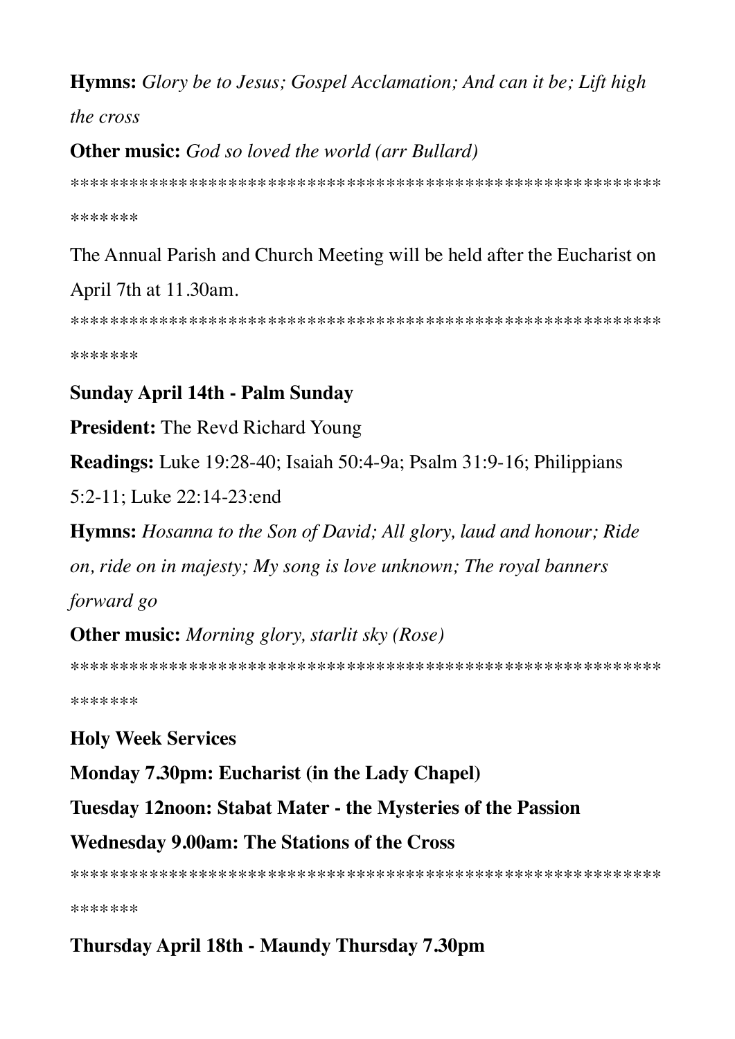**Hymns:** *Glory be to Jesus; Gospel Acclamation; And can it be; Lift high the cross*

**Other music:** *God so loved the world (arr Bullard)*

*******************************************************************

The Annual Parish and Church Meeting will be held after the Eucharist on April 7th at 11.30am.

*******************************************************************

**Sunday April 14th - Palm Sunday**

**President:** The Revd Richard Young

**Readings:** Luke 19:28-40; Isaiah 50:4-9a; Psalm 31:9-16; Philippians 5:2-11; Luke 22:14-23:end

**Hymns:** *Hosanna to the Son of David; All glory, laud and honour; Ride on, ride on in majesty; My song is love unknown; The royal banners forward go*

**Other music:** *Morning glory, starlit sky (Rose)*

*******************************************************************

**Holy Week Services**

**Monday 7.30pm: Eucharist (in the Lady Chapel)**

**Tuesday 12noon: Stabat Mater - the Mysteries of the Passion**

**Wednesday 9.00am: The Stations of the Cross**

*******************************************************************

**Thursday April 18th - Maundy Thursday 7.30pm**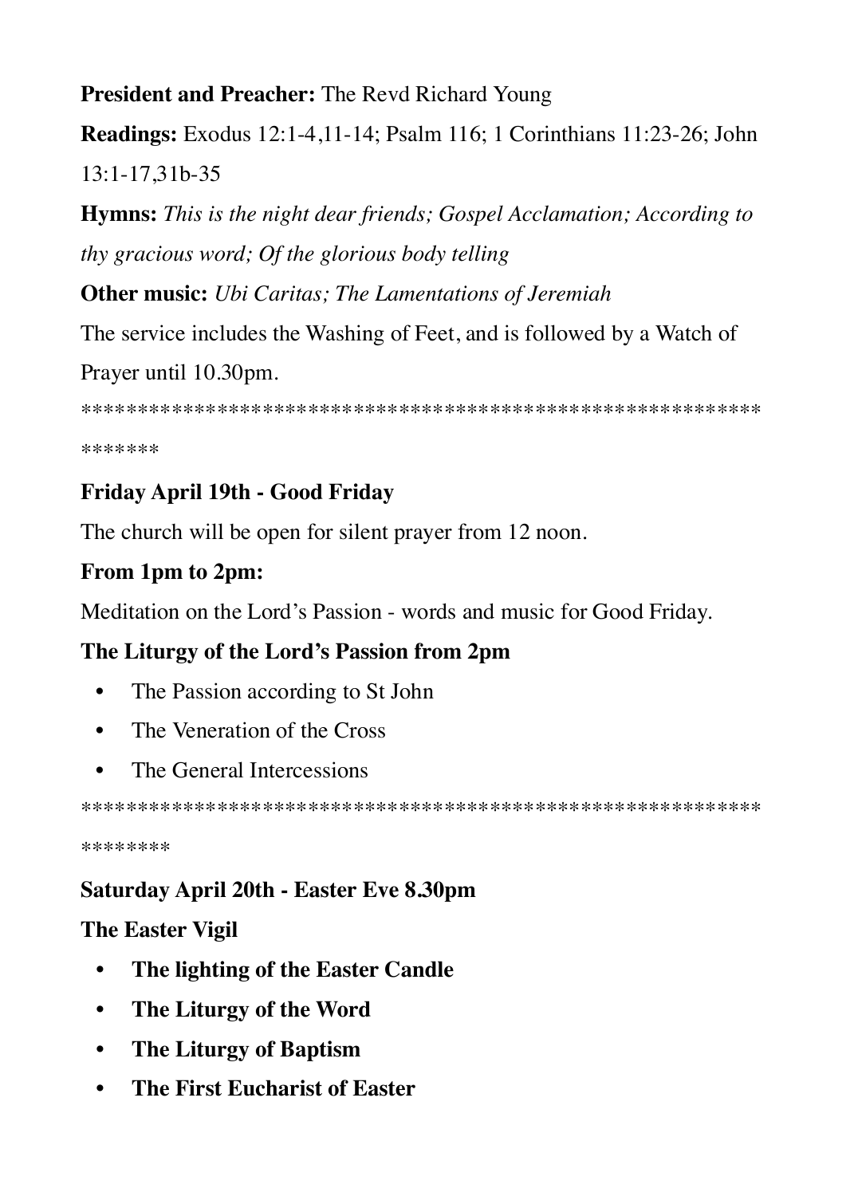**President and Preacher:** The Revd Richard Young

**Readings:** Exodus 12:1-4,11-14; Psalm 116; 1 Corinthians 11:23-26; John 13:1-17,31b-35

**Hymns:** *This is the night dear friends; Gospel Acclamation; According to thy gracious word; Of the glorious body telling*

**Other music:** *Ubi Caritas; The Lamentations of Jeremiah*

The service includes the Washing of Feet, and is followed by a Watch of Prayer until 10.30pm.

****************************************************************

**Friday April 19th - Good Friday**

The church will be open for silent prayer from 12 noon.

**From 1pm to 2pm:**

Meditation on the Lord's Passion - words and music for Good Friday.

**The Liturgy of the Lord's Passion from 2pm**

- The Passion according to St John
- The Veneration of the Cross
- The General Intercessions

*****************************************************************

**Saturday April 20th - Easter Eve 8.30pm**

**The Easter Vigil**

- **The lighting of the Easter Candle**
- **The Liturgy of the Word**
- **The Liturgy of Baptism**
- **The First Eucharist of Easter**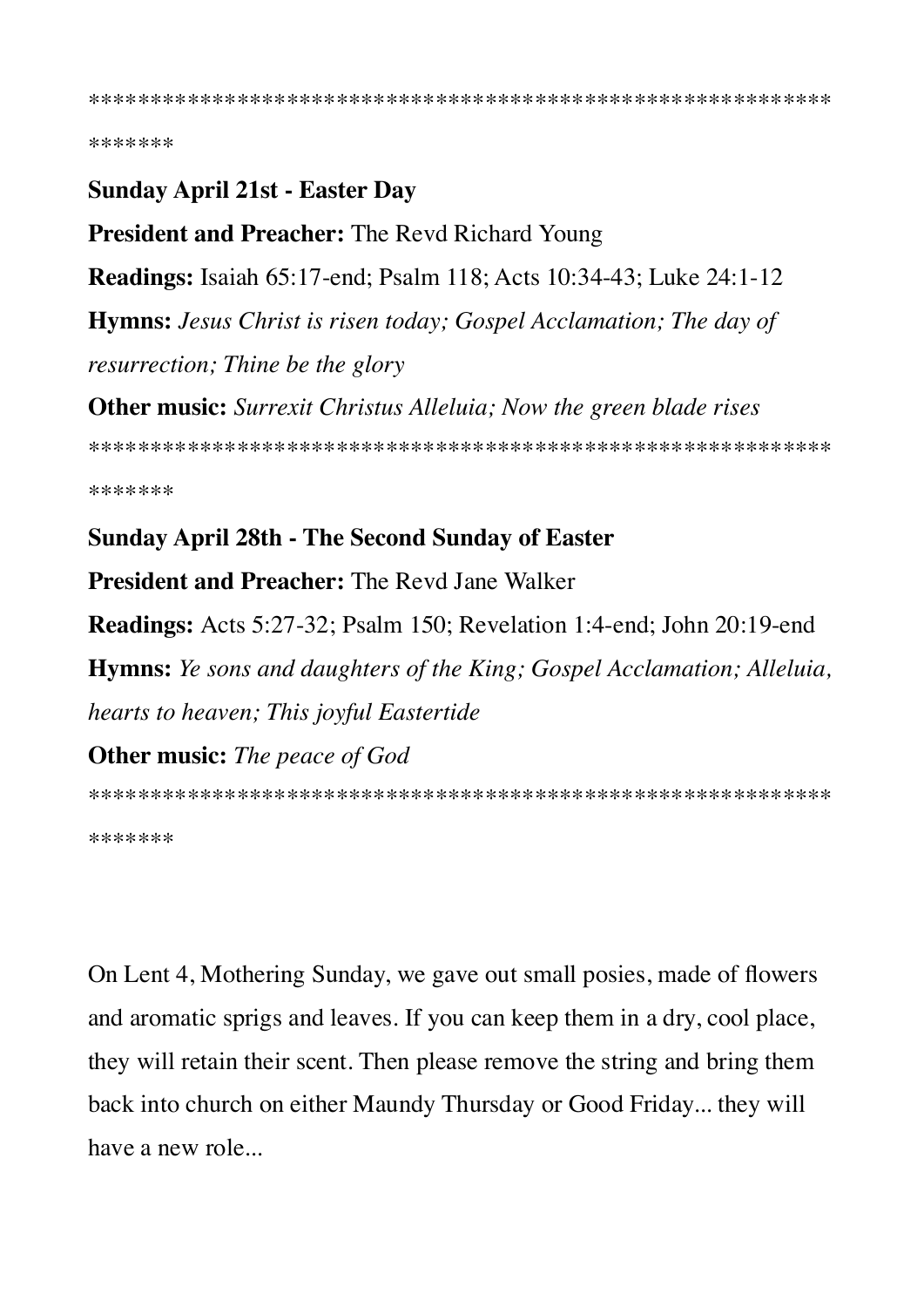***********************************************************
*******

**Sunday April 21st - Easter Day**

**President and Preacher:** The Revd Richard Young

**Readings:** Isaiah 65:17-end; Psalm 118; Acts 10:34-43; Luke 24:1-12

**Hymns:** *Jesus Christ is risen today; Gospel Acclamation; The day of resurrection; Thine be the glory*

**Other music:** *Surrexit Christus Alleluia; Now the green blade rises*

***********************************************************
*******

**Sunday April 28th - The Second Sunday of Easter**

**President and Preacher:** The Revd Jane Walker

**Readings:** Acts 5:27-32; Psalm 150; Revelation 1:4-end; John 20:19-end

**Hymns:** *Ye sons and daughters of the King; Gospel Acclamation; Alleluia, hearts to heaven; This joyful Eastertide*

**Other music:** *The peace of God*

***********************************************************
*******

On Lent 4, Mothering Sunday, we gave out small posies, made of flowers and aromatic sprigs and leaves. If you can keep them in a dry, cool place, they will retain their scent. Then please remove the string and bring them back into church on either Maundy Thursday or Good Friday... they will have a new role...